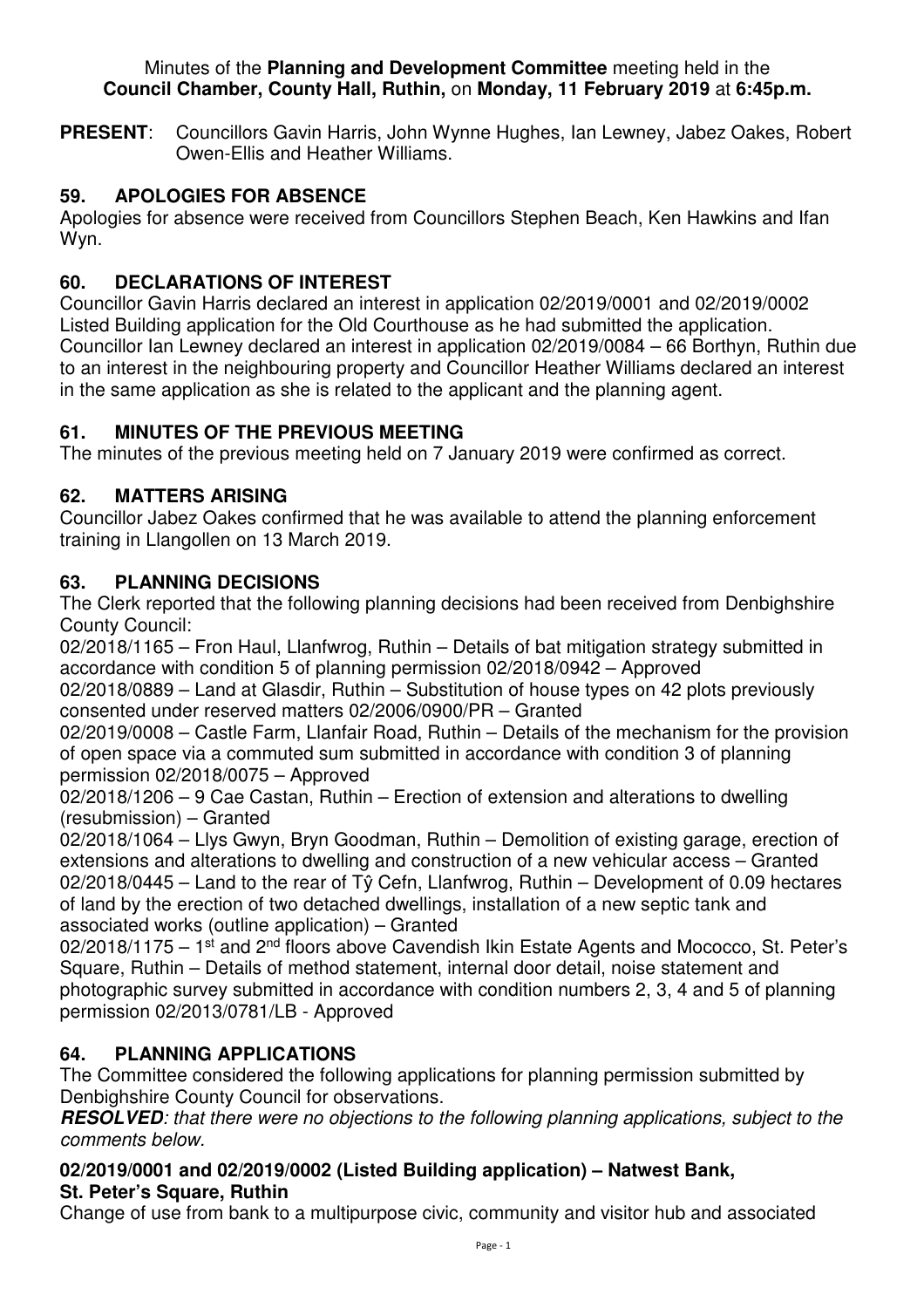Minutes of the **Planning and Development Committee** meeting held in the **Council Chamber, County Hall, Ruthin,** on **Monday, 11 February 2019** at **6:45p.m.**

**PRESENT**: Councillors Gavin Harris, John Wynne Hughes, Ian Lewney, Jabez Oakes, Robert Owen-Ellis and Heather Williams.

## 59. APOLOGIES FOR ABSENCE

Apologies for absence were received from Councillors Stephen Beach, Ken Hawkins and Ifan Wyn.

## 60. DECLARATIONS OF INTEREST

Councillor Gavin Harris declared an interest in application 02/2019/0001 and 02/2019/0002 Listed Building application for the Old Courthouse as he had submitted the application. Councillor Ian Lewney declared an interest in application 02/2019/0084 – 66 Borthyn, Ruthin due to an interest in the neighbouring property and Councillor Heather Williams declared an interest in the same application as she is related to the applicant and the planning agent.

## 61. MINUTES OF THE PREVIOUS MEETING

The minutes of the previous meeting held on 7 January 2019 were confirmed as correct.

## 62. MATTERS ARISING

Councillor Jabez Oakes confirmed that he was available to attend the planning enforcement training in Llangollen on 13 March 2019.

## 63. PLANNING DECISIONS

The Clerk reported that the following planning decisions had been received from Denbighshire County Council:

02/2018/1165 – Fron Haul, Llanfwrog, Ruthin – Details of bat mitigation strategy submitted in accordance with condition 5 of planning permission 02/2018/0942 – Approved

02/2018/0889 – Land at Glasdir, Ruthin – Substitution of house types on 42 plots previously consented under reserved matters 02/2006/0900/PR – Granted

02/2019/0008 – Castle Farm, Llanfair Road, Ruthin – Details of the mechanism for the provision of open space via a commuted sum submitted in accordance with condition 3 of planning permission 02/2018/0075 – Approved

02/2018/1206 – 9 Cae Castan, Ruthin – Erection of extension and alterations to dwelling (resubmission) – Granted

02/2018/1064 – Llys Gwyn, Bryn Goodman, Ruthin – Demolition of existing garage, erection of extensions and alterations to dwelling and construction of a new vehicular access – Granted

02/2018/0445 – Land to the rear of Tŷ Cefn, Llanfwrog, Ruthin – Development of 0.09 hectares of land by the erection of two detached dwellings, installation of a new septic tank and associated works (outline application) – Granted

02/2018/1175 – 1st and 2nd floors above Cavendish Ikin Estate Agents and Mococco, St. Peter's Square, Ruthin – Details of method statement, internal door detail, noise statement and photographic survey submitted in accordance with condition numbers 2, 3, 4 and 5 of planning permission 02/2013/0781/LB - Approved

## 64. PLANNING APPLICATIONS

The Committee considered the following applications for planning permission submitted by Denbighshire County Council for observations.

***RESOLVED**: that there were no objections to the following planning applications, subject to the comments below.*

### 02/2019/0001 and 02/2019/0002 (Listed Building application) – Natwest Bank, St. Peter's Square, Ruthin

Change of use from bank to a multipurpose civic, community and visitor hub and associated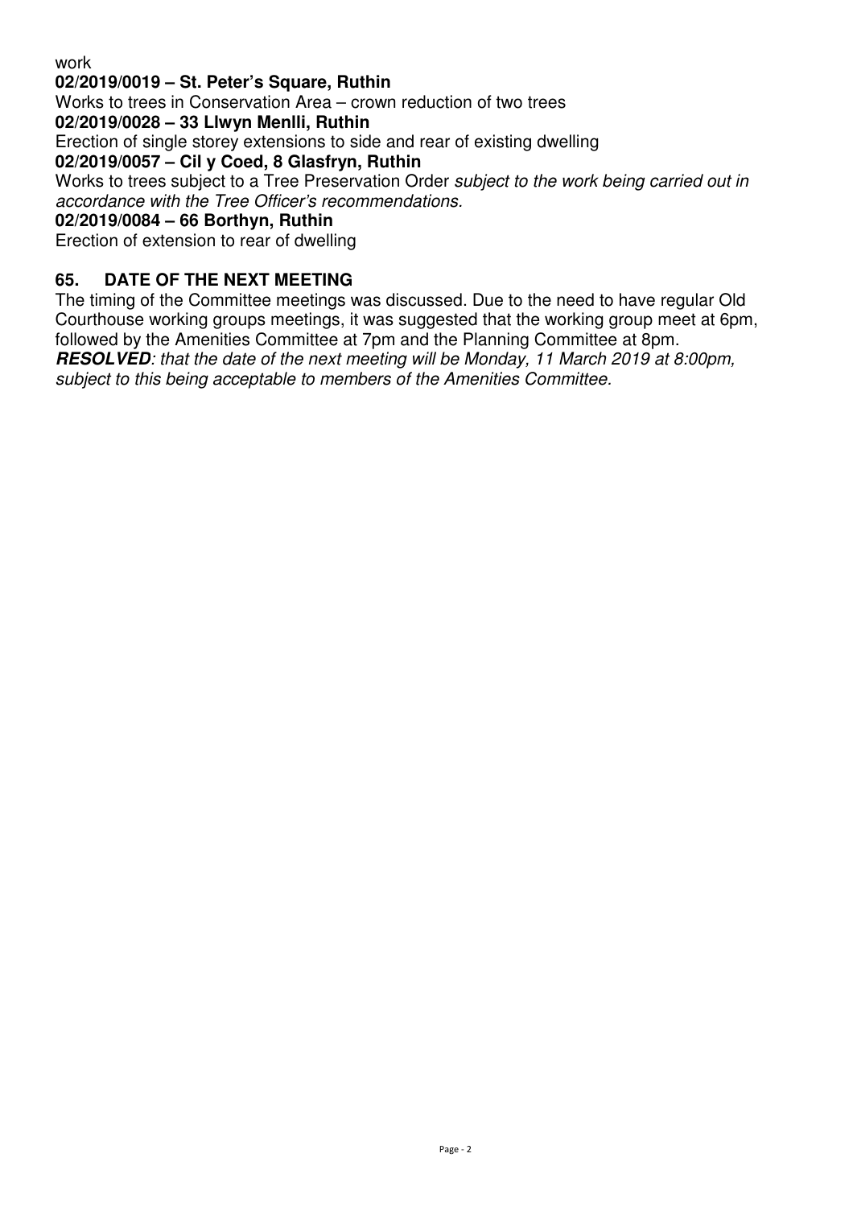work

**02/2019/0019 – St. Peter's Square, Ruthin**

Works to trees in Conservation Area – crown reduction of two trees

**02/2019/0028 – 33 Llwyn Menlli, Ruthin**

Erection of single storey extensions to side and rear of existing dwelling

**02/2019/0057 – Cil y Coed, 8 Glasfryn, Ruthin**

Works to trees subject to a Tree Preservation Order *subject to the work being carried out in accordance with the Tree Officer's recommendations.*

**02/2019/0084 – 66 Borthyn, Ruthin**

Erection of extension to rear of dwelling

## 65. DATE OF THE NEXT MEETING

The timing of the Committee meetings was discussed. Due to the need to have regular Old Courthouse working groups meetings, it was suggested that the working group meet at 6pm, followed by the Amenities Committee at 7pm and the Planning Committee at 8pm.

***RESOLVED****: that the date of the next meeting will be Monday, 11 March 2019 at 8:00pm, subject to this being acceptable to members of the Amenities Committee.*